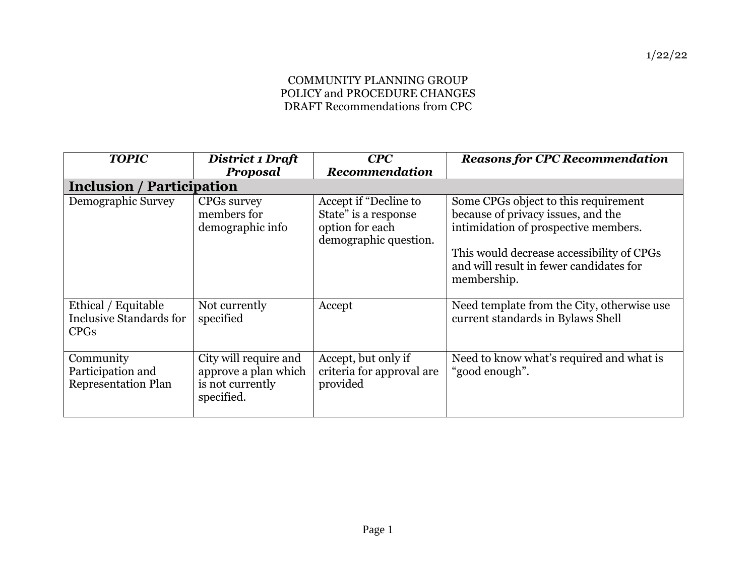1/22/22

COMMUNITY PLANNING GROUP
POLICY and PROCEDURE CHANGES
DRAFT Recommendations from CPC

| ***TOPIC*** | ***District 1 Draft Proposal*** | ***CPC Recommendation*** | ***Reasons for CPC Recommendation*** |
|---|---|---|---|
| **Inclusion / Participation** | | | |
| Demographic Survey | CPGs survey members for demographic info | Accept if "Decline to State" is a response option for each demographic question. | Some CPGs object to this requirement because of privacy issues, and the intimidation of prospective members.<br><br>This would decrease accessibility of CPGs and will result in fewer candidates for membership. |
| Ethical / Equitable Inclusive Standards for CPGs | Not currently specified | Accept | Need template from the City, otherwise use current standards in Bylaws Shell |
| Community Participation and Representation Plan | City will require and approve a plan which is not currently specified. | Accept, but only if criteria for approval are provided | Need to know what's required and what is "good enough". |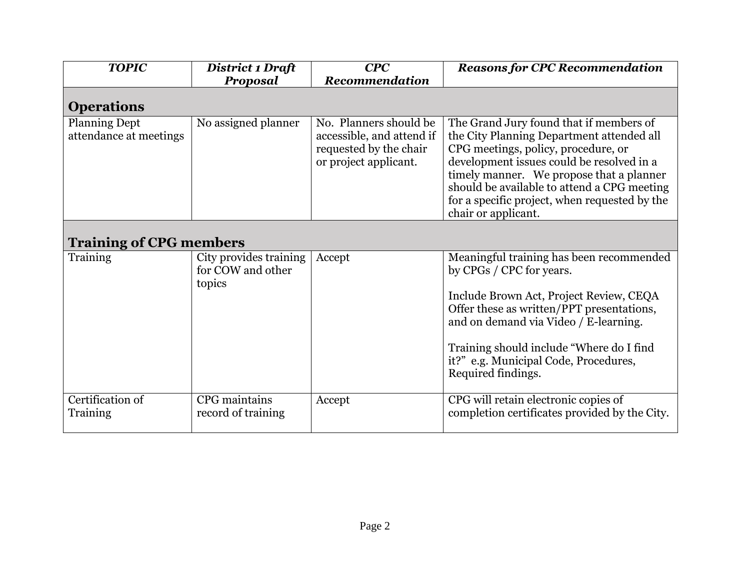| *TOPIC* | *District 1 Draft Proposal* | *CPC Recommendation* | *Reasons for CPC Recommendation* |
|---|---|---|---|
| **Operations** | | | |
| Planning Dept attendance at meetings | No assigned planner | No. Planners should be accessible, and attend if requested by the chair or project applicant. | The Grand Jury found that if members of the City Planning Department attended all CPG meetings, policy, procedure, or development issues could be resolved in a timely manner. We propose that a planner should be available to attend a CPG meeting for a specific project, when requested by the chair or applicant. |
| **Training of CPG members** | | | |
| Training | City provides training for COW and other topics | Accept | Meaningful training has been recommended by CPGs / CPC for years.<br><br>Include Brown Act, Project Review, CEQA Offer these as written/PPT presentations, and on demand via Video / E-learning.<br><br>Training should include "Where do I find it?" e.g. Municipal Code, Procedures, Required findings. |
| Certification of Training | CPG maintains record of training | Accept | CPG will retain electronic copies of completion certificates provided by the City. |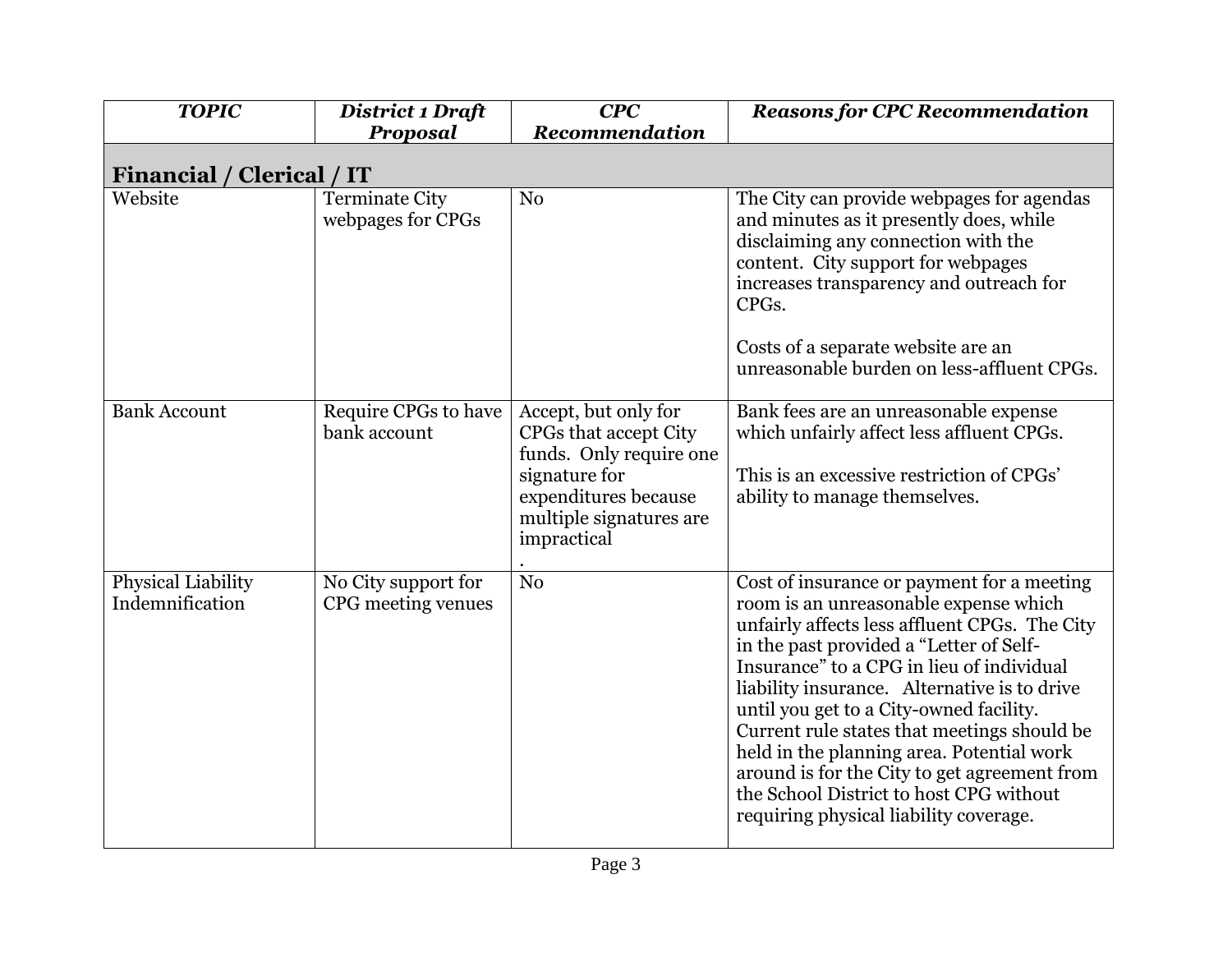| *TOPIC* | *District 1 Draft Proposal* | *CPC Recommendation* | *Reasons for CPC Recommendation* |
| --- | --- | --- | --- |
| **Financial / Clerical / IT** | | | |
| Website | Terminate City webpages for CPGs | No | The City can provide webpages for agendas and minutes as it presently does, while disclaiming any connection with the content. City support for webpages increases transparency and outreach for CPGs.<br><br>Costs of a separate website are an unreasonable burden on less-affluent CPGs. |
| Bank Account | Require CPGs to have bank account | Accept, but only for CPGs that accept City funds. Only require one signature for expenditures because multiple signatures are impractical<br>. | Bank fees are an unreasonable expense which unfairly affect less affluent CPGs.<br><br>This is an excessive restriction of CPGs' ability to manage themselves. |
| Physical Liability Indemnification | No City support for CPG meeting venues | No | Cost of insurance or payment for a meeting room is an unreasonable expense which unfairly affects less affluent CPGs. The City in the past provided a "Letter of Self-Insurance" to a CPG in lieu of individual liability insurance. Alternative is to drive until you get to a City-owned facility. Current rule states that meetings should be held in the planning area. Potential work around is for the City to get agreement from the School District to host CPG without requiring physical liability coverage. |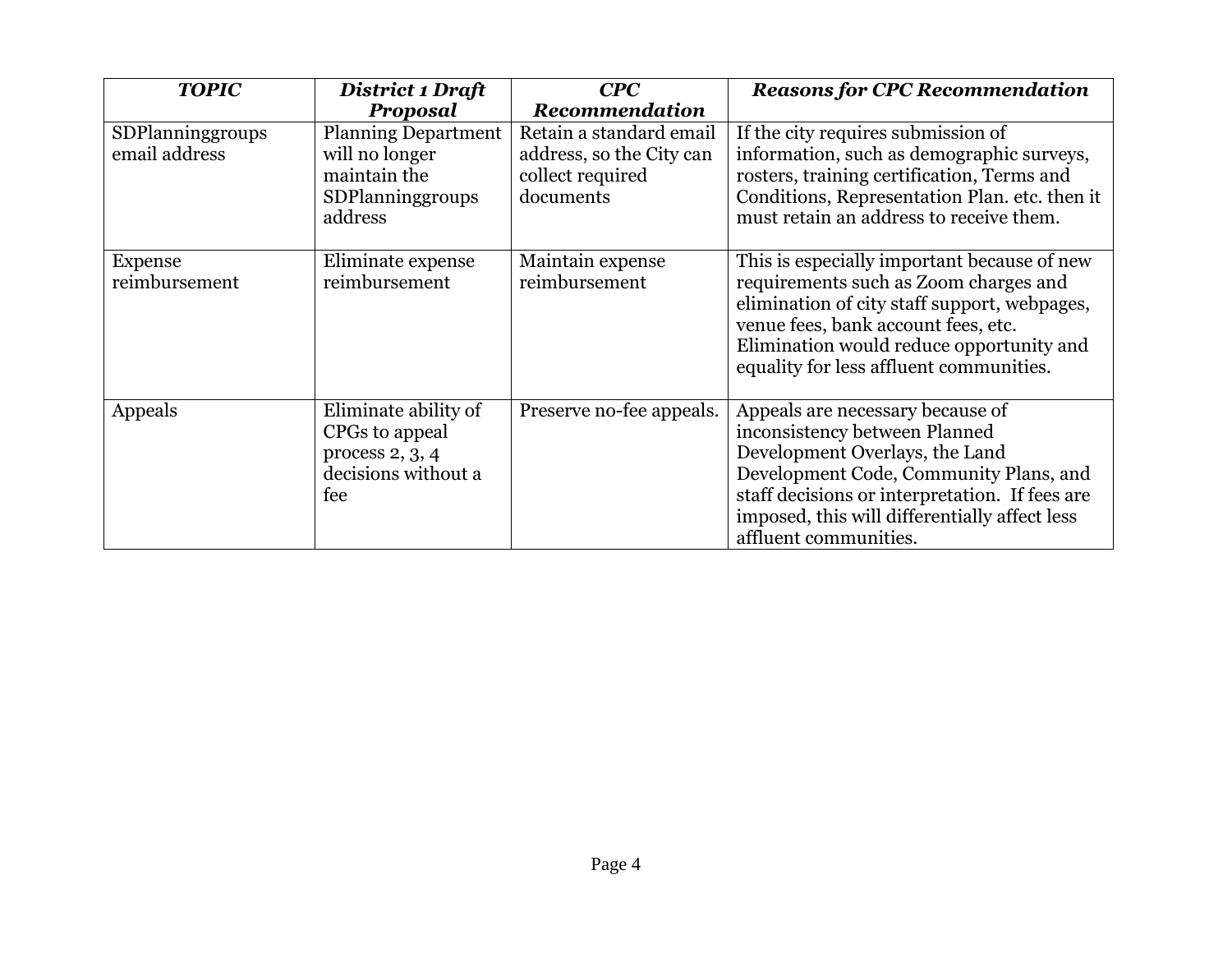| ***TOPIC*** | ***District 1 Draft Proposal*** | ***CPC Recommendation*** | ***Reasons for CPC Recommendation*** |
|---|---|---|---|
| SDPlanninggroups email address | Planning Department will no longer maintain the SDPlanninggroups address | Retain a standard email address, so the City can collect required documents | If the city requires submission of information, such as demographic surveys, rosters, training certification, Terms and Conditions, Representation Plan. etc. then it must retain an address to receive them. |
| Expense reimbursement | Eliminate expense reimbursement | Maintain expense reimbursement | This is especially important because of new requirements such as Zoom charges and elimination of city staff support, webpages, venue fees, bank account fees, etc. Elimination would reduce opportunity and equality for less affluent communities. |
| Appeals | Eliminate ability of CPGs to appeal process 2, 3, 4 decisions without a fee | Preserve no-fee appeals. | Appeals are necessary because of inconsistency between Planned Development Overlays, the Land Development Code, Community Plans, and staff decisions or interpretation. If fees are imposed, this will differentially affect less affluent communities. |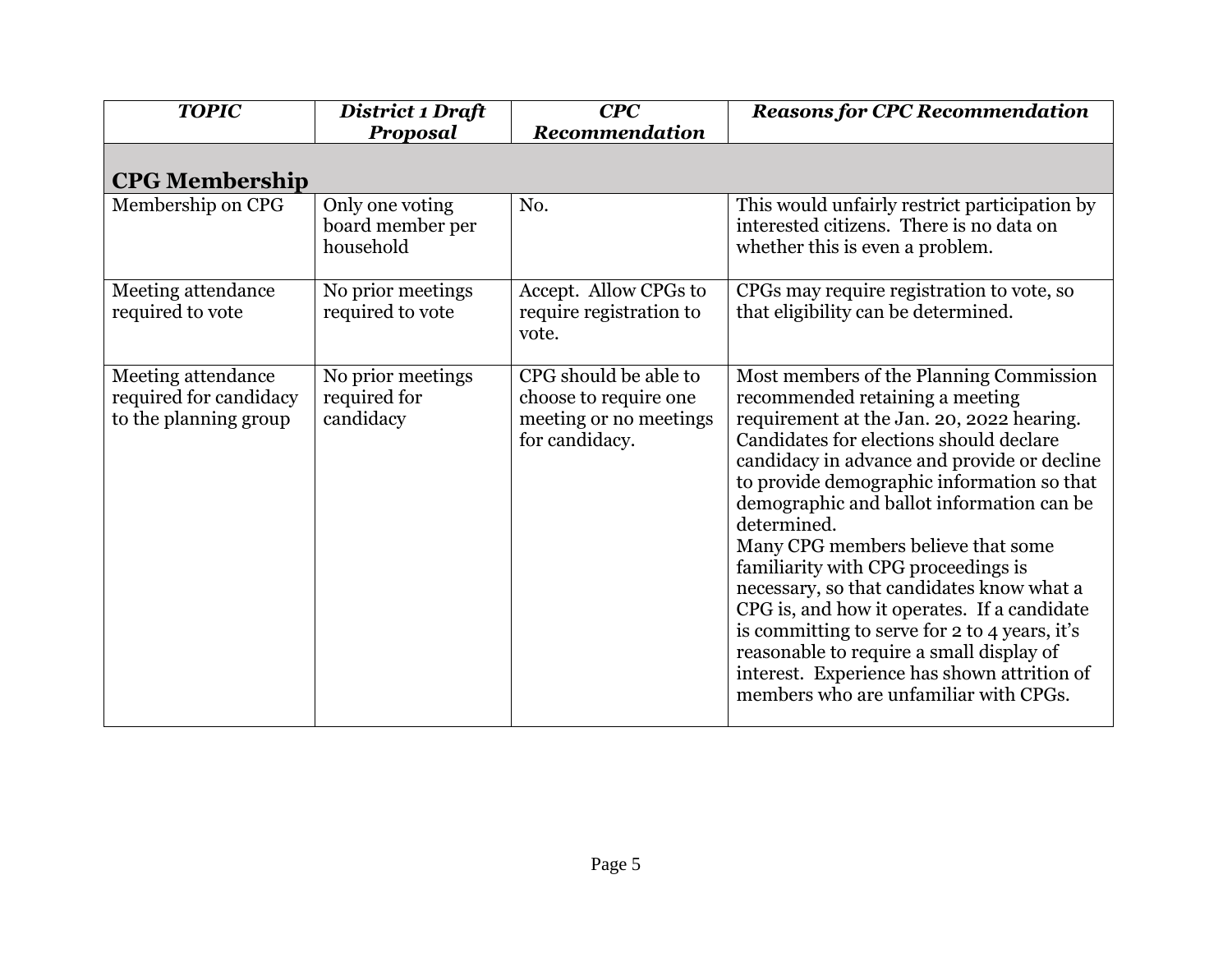| *TOPIC* | *District 1 Draft Proposal* | *CPC Recommendation* | *Reasons for CPC Recommendation* |
|---|---|---|---|
| **CPG Membership** | | | |
| Membership on CPG | Only one voting board member per household | No. | This would unfairly restrict participation by interested citizens. There is no data on whether this is even a problem. |
| Meeting attendance required to vote | No prior meetings required to vote | Accept. Allow CPGs to require registration to vote. | CPGs may require registration to vote, so that eligibility can be determined. |
| Meeting attendance required for candidacy to the planning group | No prior meetings required for candidacy | CPG should be able to choose to require one meeting or no meetings for candidacy. | Most members of the Planning Commission recommended retaining a meeting requirement at the Jan. 20, 2022 hearing. Candidates for elections should declare candidacy in advance and provide or decline to provide demographic information so that demographic and ballot information can be determined. Many CPG members believe that some familiarity with CPG proceedings is necessary, so that candidates know what a CPG is, and how it operates. If a candidate is committing to serve for 2 to 4 years, it's reasonable to require a small display of interest. Experience has shown attrition of members who are unfamiliar with CPGs. |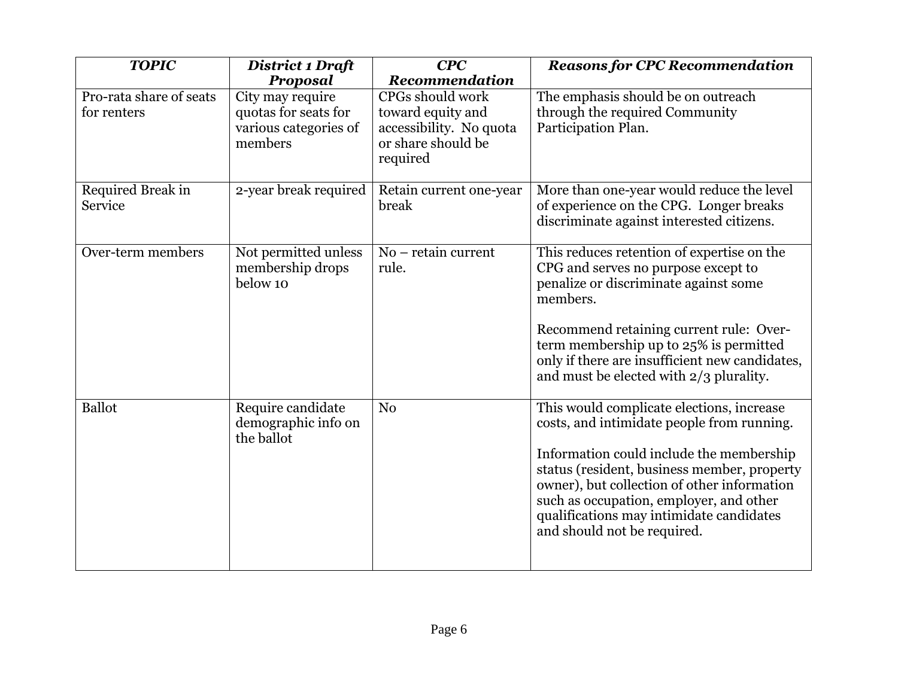| ***TOPIC*** | ***District 1 Draft Proposal*** | ***CPC Recommendation*** | ***Reasons for CPC Recommendation*** |
|---|---|---|---|
| Pro-rata share of seats for renters | City may require quotas for seats for various categories of members | CPGs should work toward equity and accessibility. No quota or share should be required | The emphasis should be on outreach through the required Community Participation Plan. |
| Required Break in Service | 2-year break required | Retain current one-year break | More than one-year would reduce the level of experience on the CPG. Longer breaks discriminate against interested citizens. |
| Over-term members | Not permitted unless membership drops below 10 | No – retain current rule. | This reduces retention of expertise on the CPG and serves no purpose except to penalize or discriminate against some members.<br><br>Recommend retaining current rule: Over-term membership up to 25% is permitted only if there are insufficient new candidates, and must be elected with 2/3 plurality. |
| Ballot | Require candidate demographic info on the ballot | No | This would complicate elections, increase costs, and intimidate people from running.<br><br>Information could include the membership status (resident, business member, property owner), but collection of other information such as occupation, employer, and other qualifications may intimidate candidates and should not be required. |